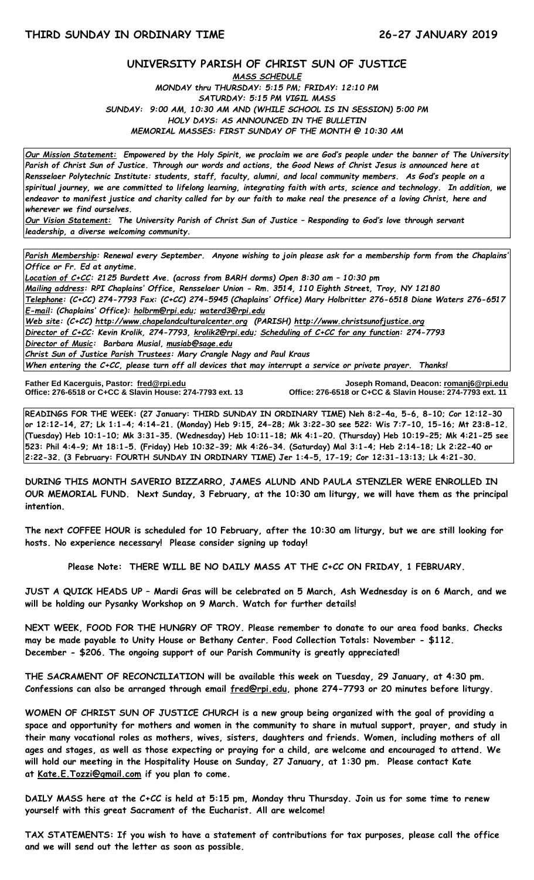**THIRD SUNDAY IN ORDINARY TIME** **26-27 JANUARY 2019**

# UNIVERSITY PARISH OF CHRIST SUN OF JUSTICE

***MASS SCHEDULE***

***MONDAY thru THURSDAY: 5:15 PM; FRIDAY: 12:10 PM***
***SATURDAY: 5:15 PM VIGIL MASS***
***SUNDAY: 9:00 AM, 10:30 AM AND (WHILE SCHOOL IS IN SESSION) 5:00 PM***
***HOLY DAYS: AS ANNOUNCED IN THE BULLETIN***
***MEMORIAL MASSES: FIRST SUNDAY OF THE MONTH @ 10:30 AM***

***Our Mission Statement:** Empowered by the Holy Spirit, we proclaim we are God's people under the banner of The University Parish of Christ Sun of Justice. Through our words and actions, the Good News of Christ Jesus is announced here at Rensselaer Polytechnic Institute: students, staff, faculty, alumni, and local community members. As God's people on a spiritual journey, we are committed to lifelong learning, integrating faith with arts, science and technology. In addition, we endeavor to manifest justice and charity called for by our faith to make real the presence of a loving Christ, here and wherever we find ourselves.*

***Our Vision Statement:** The University Parish of Christ Sun of Justice – Responding to God's love through servant leadership, a diverse welcoming community.*

*Parish Membership: Renewal every September. Anyone wishing to join please ask for a membership form from the Chaplains' Office or Fr. Ed at anytime.*
*Location of C+CC: 2125 Burdett Ave. (across from BARH dorms) Open 8:30 am – 10:30 pm*
*Mailing address: RPI Chaplains' Office, Rensselaer Union - Rm. 3514, 110 Eighth Street, Troy, NY 12180*
*Telephone: (C+CC) 274-7793 Fax: (C+CC) 274-5945 (Chaplains' Office) Mary Holbritter 276-6518 Diane Waters 276-6517*
*E-mail: (Chaplains' Office): holbrm@rpi.edu; waterd3@rpi.edu*
*Web site: (C+CC) http://www.chapelandculturalcenter.org (PARISH) http://www.christsunofjustice.org*
*Director of C+CC: Kevin Krolik, 274-7793, krolik2@rpi.edu; Scheduling of C+CC for any function: 274-7793*
*Director of Music: Barbara Musial, musiab@sage.edu*
*Christ Sun of Justice Parish Trustees: Mary Crangle Nagy and Paul Kraus*
*When entering the C+CC, please turn off all devices that may interrupt a service or private prayer. Thanks!*

**Father Ed Kacerguis, Pastor: fred@rpi.edu**
**Office: 276-6518 or C+CC & Slavin House: 274-7793 ext. 13**

**Joseph Romand, Deacon: romanj6@rpi.edu**
**Office: 276-6518 or C+CC & Slavin House: 274-7793 ext. 11**

**READINGS FOR THE WEEK: (27 January: THIRD SUNDAY IN ORDINARY TIME) Neh 8:2-4a, 5-6, 8-10; Cor 12:12-30 or 12:12-14, 27; Lk 1:1-4; 4:14-21. (Monday) Heb 9:15, 24-28; Mk 3:22-30 see 522: Wis 7:7-10, 15-16; Mt 23:8-12. (Tuesday) Heb 10:1-10; Mk 3:31-35. (Wednesday) Heb 10:11-18; Mk 4:1-20. (Thursday) Heb 10:19-25; Mk 4:21-25 see 523: Phil 4:4-9; Mt 18:1-5. (Friday) Heb 10:32-39; Mk 4:26-34. (Saturday) Mal 3:1-4; Heb 2:14-18; Lk 2:22-40 or 2:22-32. (3 February: FOURTH SUNDAY IN ORDINARY TIME) Jer 1:4-5, 17-19; Cor 12:31-13:13; Lk 4:21-30.**

**DURING THIS MONTH SAVERIO BIZZARRO, JAMES ALUND AND PAULA STENZLER WERE ENROLLED IN OUR MEMORIAL FUND. Next Sunday, 3 February, at the 10:30 am liturgy, we will have them as the principal intention.**

**The next COFFEE HOUR is scheduled for 10 February, after the 10:30 am liturgy, but we are still looking for hosts. No experience necessary! Please consider signing up today!**

**Please Note: THERE WILL BE NO DAILY MASS AT THE C+CC ON FRIDAY, 1 FEBRUARY.**

**JUST A QUICK HEADS UP – Mardi Gras will be celebrated on 5 March, Ash Wednesday is on 6 March, and we will be holding our Pysanky Workshop on 9 March. Watch for further details!**

**NEXT WEEK, FOOD FOR THE HUNGRY OF TROY. Please remember to donate to our area food banks. Checks may be made payable to Unity House or Bethany Center. Food Collection Totals: November - $112. December - $206. The ongoing support of our Parish Community is greatly appreciated!**

**THE SACRAMENT OF RECONCILIATION will be available this week on Tuesday, 29 January, at 4:30 pm. Confessions can also be arranged through email fred@rpi.edu, phone 274-7793 or 20 minutes before liturgy.**

**WOMEN OF CHRIST SUN OF JUSTICE CHURCH is a new group being organized with the goal of providing a space and opportunity for mothers and women in the community to share in mutual support, prayer, and study in their many vocational roles as mothers, wives, sisters, daughters and friends. Women, including mothers of all ages and stages, as well as those expecting or praying for a child, are welcome and encouraged to attend. We will hold our meeting in the Hospitality House on Sunday, 27 January, at 1:30 pm. Please contact Kate at Kate.E.Tozzi@gmail.com if you plan to come.**

**DAILY MASS here at the C+CC is held at 5:15 pm, Monday thru Thursday. Join us for some time to renew yourself with this great Sacrament of the Eucharist. All are welcome!**

**TAX STATEMENTS: If you wish to have a statement of contributions for tax purposes, please call the office and we will send out the letter as soon as possible.**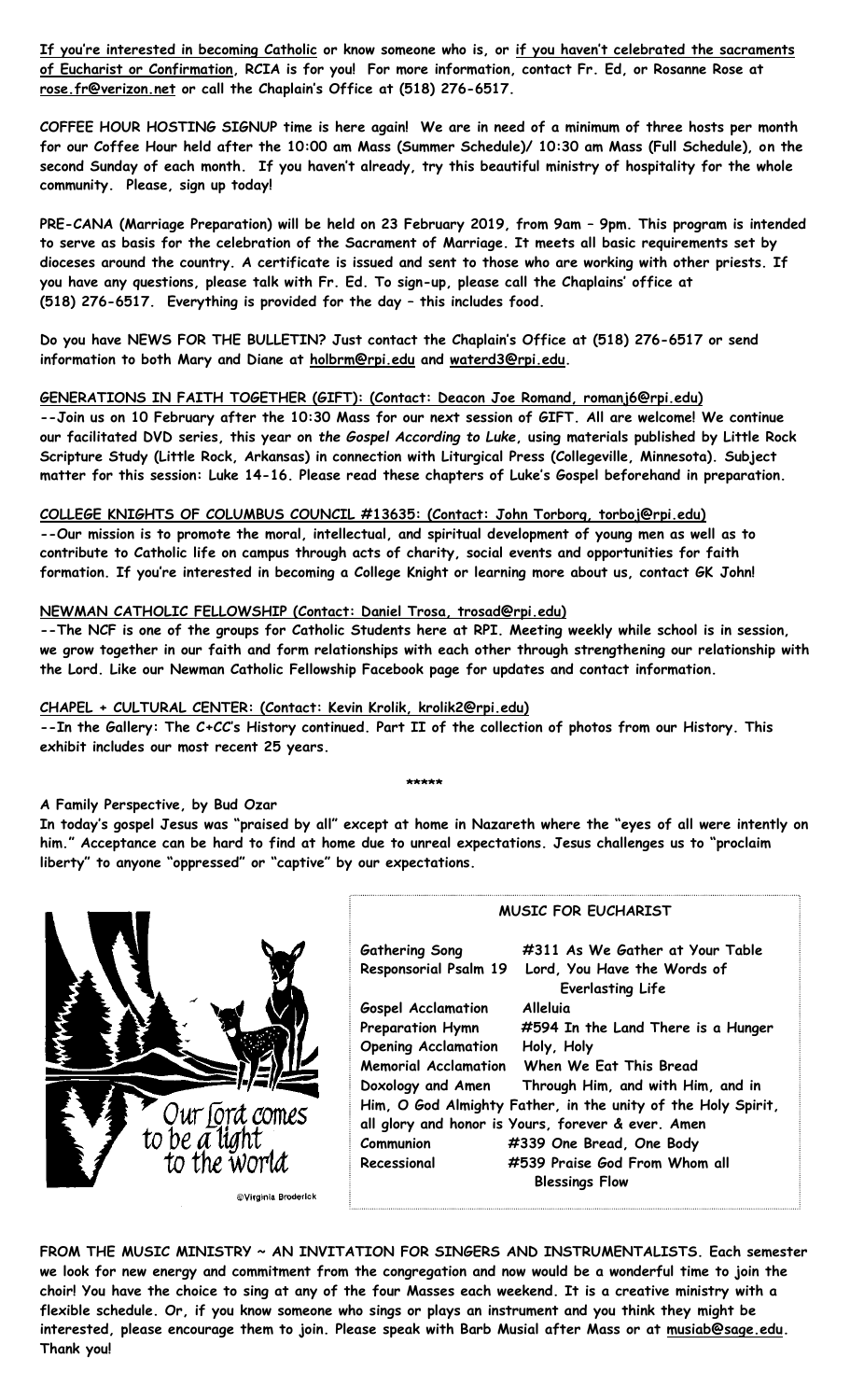**If you're interested in becoming Catholic or know someone who is, or if you haven't celebrated the sacraments of Eucharist or Confirmation, RCIA is for you! For more information, contact Fr. Ed, or Rosanne Rose at rose.fr@verizon.net or call the Chaplain's Office at (518) 276-6517.**

**COFFEE HOUR HOSTING SIGNUP time is here again! We are in need of a minimum of three hosts per month for our Coffee Hour held after the 10:00 am Mass (Summer Schedule)/ 10:30 am Mass (Full Schedule), on the second Sunday of each month. If you haven't already, try this beautiful ministry of hospitality for the whole community. Please, sign up today!**

**PRE-CANA (Marriage Preparation) will be held on 23 February 2019, from 9am – 9pm. This program is intended to serve as basis for the celebration of the Sacrament of Marriage. It meets all basic requirements set by dioceses around the country. A certificate is issued and sent to those who are working with other priests. If you have any questions, please talk with Fr. Ed. To sign-up, please call the Chaplains' office at (518) 276-6517. Everything is provided for the day – this includes food.**

**Do you have NEWS FOR THE BULLETIN? Just contact the Chaplain's Office at (518) 276-6517 or send information to both Mary and Diane at holbrm@rpi.edu and waterd3@rpi.edu.**

**GENERATIONS IN FAITH TOGETHER (GIFT): (Contact: Deacon Joe Romand, romanj6@rpi.edu)**
**--Join us on 10 February after the 10:30 Mass for our next session of GIFT. All are welcome! We continue our facilitated DVD series, this year on *the Gospel According to Luke*, using materials published by Little Rock Scripture Study (Little Rock, Arkansas) in connection with Liturgical Press (Collegeville, Minnesota). Subject matter for this session: Luke 14-16. Please read these chapters of Luke's Gospel beforehand in preparation.**

**COLLEGE KNIGHTS OF COLUMBUS COUNCIL #13635: (Contact: John Torborg, torboj@rpi.edu)**
**--Our mission is to promote the moral, intellectual, and spiritual development of young men as well as to contribute to Catholic life on campus through acts of charity, social events and opportunities for faith formation. If you're interested in becoming a College Knight or learning more about us, contact GK John!**

**NEWMAN CATHOLIC FELLOWSHIP (Contact: Daniel Trosa, trosad@rpi.edu)**
**--The NCF is one of the groups for Catholic Students here at RPI. Meeting weekly while school is in session, we grow together in our faith and form relationships with each other through strengthening our relationship with the Lord. Like our Newman Catholic Fellowship Facebook page for updates and contact information.**

**CHAPEL + CULTURAL CENTER: (Contact: Kevin Krolik, krolik2@rpi.edu)**
**--In the Gallery: The C+CC's History continued. Part II of the collection of photos from our History. This exhibit includes our most recent 25 years.**

\*\*\*\*\*

**A Family Perspective, by Bud Ozar**
**In today's gospel Jesus was "praised by all" except at home in Nazareth where the "eyes of all were intently on him." Acceptance can be hard to find at home due to unreal expectations. Jesus challenges us to "proclaim liberty" to anyone "oppressed" or "captive" by our expectations.**

Our Lord comes to be a light to the world

©Virginia Broderick

**MUSIC FOR EUCHARIST**

| | |
|---|---|
| Gathering Song | #311 As We Gather at Your Table |
| Responsorial Psalm 19 | Lord, You Have the Words of Everlasting Life |
| Gospel Acclamation | Alleluia |
| Preparation Hymn | #594 In the Land There is a Hunger |
| Opening Acclamation | Holy, Holy |
| Memorial Acclamation | When We Eat This Bread |
| Doxology and Amen | Through Him, and with Him, and in Him, O God Almighty Father, in the unity of the Holy Spirit, all glory and honor is Yours, forever & ever. Amen |
| Communion | #339 One Bread, One Body |
| Recessional | #539 Praise God From Whom all Blessings Flow |

**FROM THE MUSIC MINISTRY ~ AN INVITATION FOR SINGERS AND INSTRUMENTALISTS. Each semester we look for new energy and commitment from the congregation and now would be a wonderful time to join the choir! You have the choice to sing at any of the four Masses each weekend. It is a creative ministry with a flexible schedule. Or, if you know someone who sings or plays an instrument and you think they might be interested, please encourage them to join. Please speak with Barb Musial after Mass or at musiab@sage.edu. Thank you!**